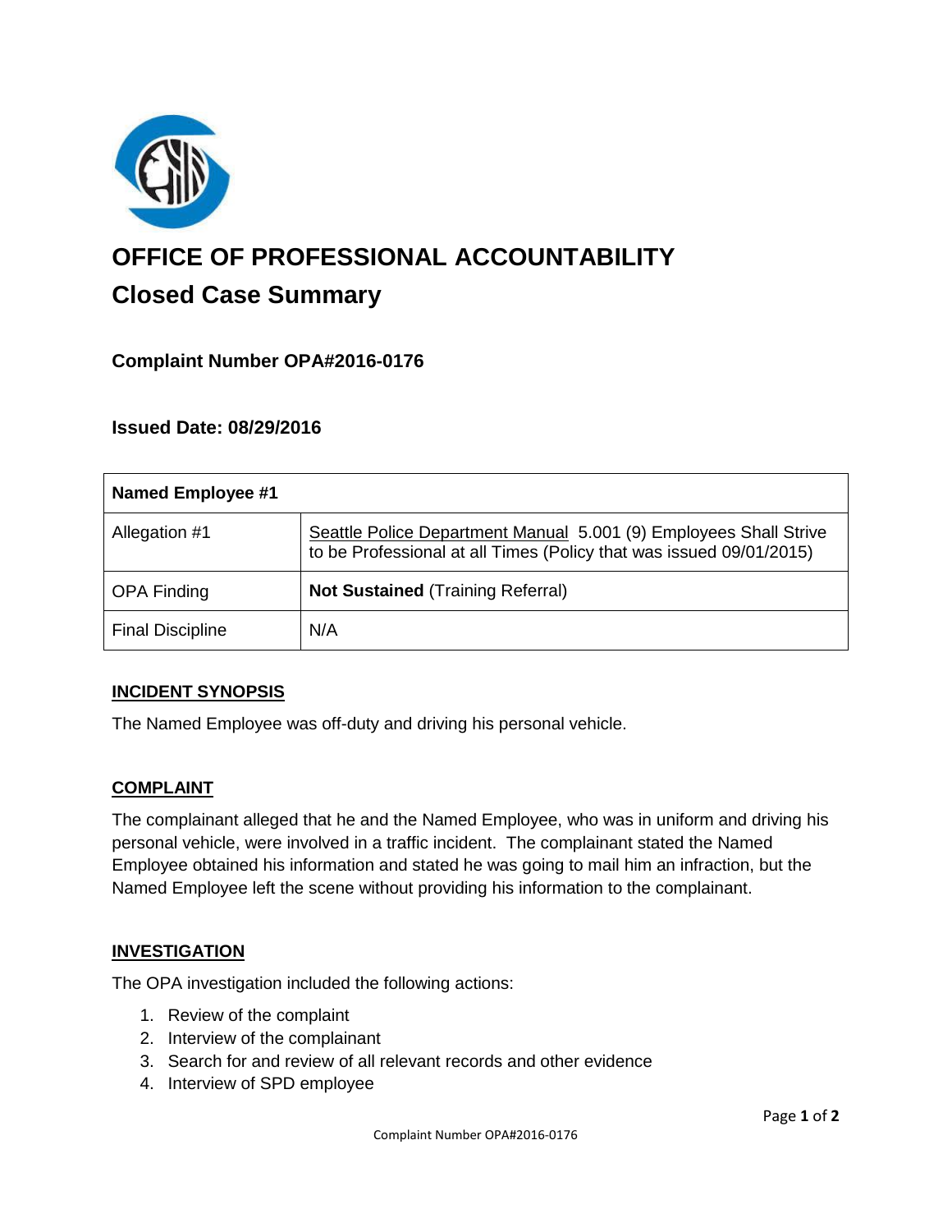# OFFICE OF PROFESSIONAL ACCOUNTABILITY

## Closed Case Summary

### Complaint Number OPA#2016-0176

### Issued Date: 08/29/2016

| Named Employee #1 | |
|---|---|
| Allegation #1 | Seattle Police Department Manual 5.001 (9) Employees Shall Strive to be Professional at all Times (Policy that was issued 09/01/2015) |
| OPA Finding | **Not Sustained** (Training Referral) |
| Final Discipline | N/A |

**INCIDENT SYNOPSIS**

The Named Employee was off-duty and driving his personal vehicle.

**COMPLAINT**

The complainant alleged that he and the Named Employee, who was in uniform and driving his personal vehicle, were involved in a traffic incident. The complainant stated the Named Employee obtained his information and stated he was going to mail him an infraction, but the Named Employee left the scene without providing his information to the complainant.

**INVESTIGATION**

The OPA investigation included the following actions:

1. Review of the complaint
2. Interview of the complainant
3. Search for and review of all relevant records and other evidence
4. Interview of SPD employee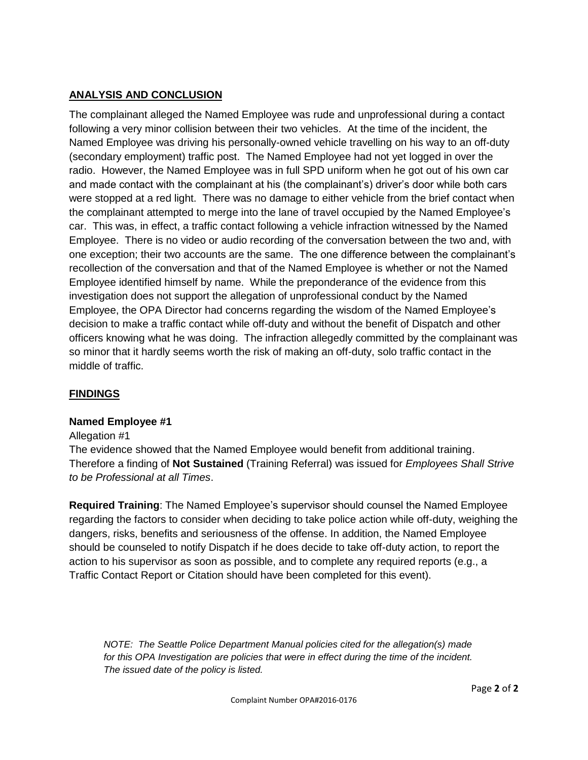## ANALYSIS AND CONCLUSION

The complainant alleged the Named Employee was rude and unprofessional during a contact following a very minor collision between their two vehicles. At the time of the incident, the Named Employee was driving his personally-owned vehicle travelling on his way to an off-duty (secondary employment) traffic post. The Named Employee had not yet logged in over the radio. However, the Named Employee was in full SPD uniform when he got out of his own car and made contact with the complainant at his (the complainant's) driver's door while both cars were stopped at a red light. There was no damage to either vehicle from the brief contact when the complainant attempted to merge into the lane of travel occupied by the Named Employee's car. This was, in effect, a traffic contact following a vehicle infraction witnessed by the Named Employee. There is no video or audio recording of the conversation between the two and, with one exception; their two accounts are the same. The one difference between the complainant's recollection of the conversation and that of the Named Employee is whether or not the Named Employee identified himself by name. While the preponderance of the evidence from this investigation does not support the allegation of unprofessional conduct by the Named Employee, the OPA Director had concerns regarding the wisdom of the Named Employee's decision to make a traffic contact while off-duty and without the benefit of Dispatch and other officers knowing what he was doing. The infraction allegedly committed by the complainant was so minor that it hardly seems worth the risk of making an off-duty, solo traffic contact in the middle of traffic.

## FINDINGS

**Named Employee #1**

Allegation #1

The evidence showed that the Named Employee would benefit from additional training. Therefore a finding of **Not Sustained** (Training Referral) was issued for *Employees Shall Strive to be Professional at all Times*.

**Required Training**: The Named Employee's supervisor should counsel the Named Employee regarding the factors to consider when deciding to take police action while off-duty, weighing the dangers, risks, benefits and seriousness of the offense. In addition, the Named Employee should be counseled to notify Dispatch if he does decide to take off-duty action, to report the action to his supervisor as soon as possible, and to complete any required reports (e.g., a Traffic Contact Report or Citation should have been completed for this event).

*NOTE: The Seattle Police Department Manual policies cited for the allegation(s) made for this OPA Investigation are policies that were in effect during the time of the incident. The issued date of the policy is listed.*

Complaint Number OPA#2016-0176